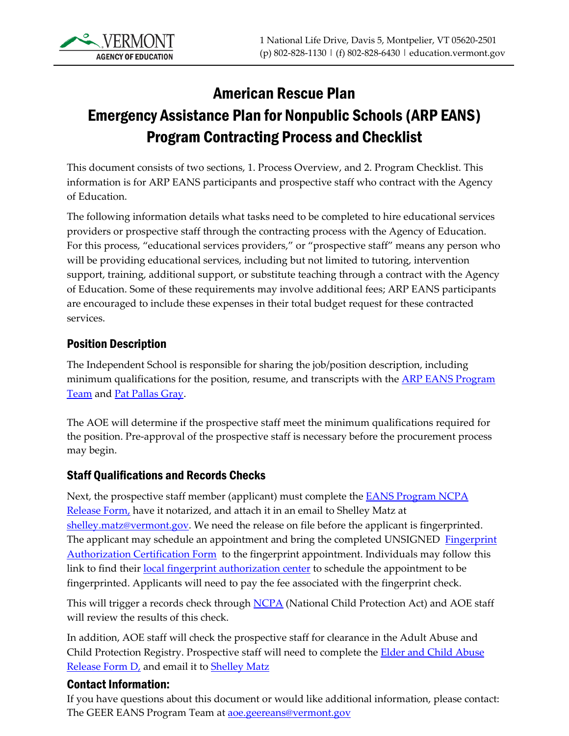# American Rescue Plan
# Emergency Assistance Plan for Nonpublic Schools (ARP EANS) Program Contracting Process and Checklist

This document consists of two sections, 1. Process Overview, and 2. Program Checklist. This information is for ARP EANS participants and prospective staff who contract with the Agency of Education.

The following information details what tasks need to be completed to hire educational services providers or prospective staff through the contracting process with the Agency of Education. For this process, "educational services providers," or "prospective staff" means any person who will be providing educational services, including but not limited to tutoring, intervention support, training, additional support, or substitute teaching through a contract with the Agency of Education. Some of these requirements may involve additional fees; ARP EANS participants are encouraged to include these expenses in their total budget request for these contracted services.

## Position Description

The Independent School is responsible for sharing the job/position description, including minimum qualifications for the position, resume, and transcripts with the ARP EANS Program Team and Pat Pallas Gray.

The AOE will determine if the prospective staff meet the minimum qualifications required for the position. Pre-approval of the prospective staff is necessary before the procurement process may begin.

## Staff Qualifications and Records Checks

Next, the prospective staff member (applicant) must complete the EANS Program NCPA Release Form, have it notarized, and attach it in an email to Shelley Matz at shelley.matz@vermont.gov. We need the release on file before the applicant is fingerprinted. The applicant may schedule an appointment and bring the completed UNSIGNED Fingerprint Authorization Certification Form to the fingerprint appointment. Individuals may follow this link to find their local fingerprint authorization center to schedule the appointment to be fingerprinted. Applicants will need to pay the fee associated with the fingerprint check.

This will trigger a records check through NCPA (National Child Protection Act) and AOE staff will review the results of this check.

In addition, AOE staff will check the prospective staff for clearance in the Adult Abuse and Child Protection Registry. Prospective staff will need to complete the Elder and Child Abuse Release Form D, and email it to Shelley Matz

## Contact Information:

If you have questions about this document or would like additional information, please contact: The GEER EANS Program Team at aoe.geereans@vermont.gov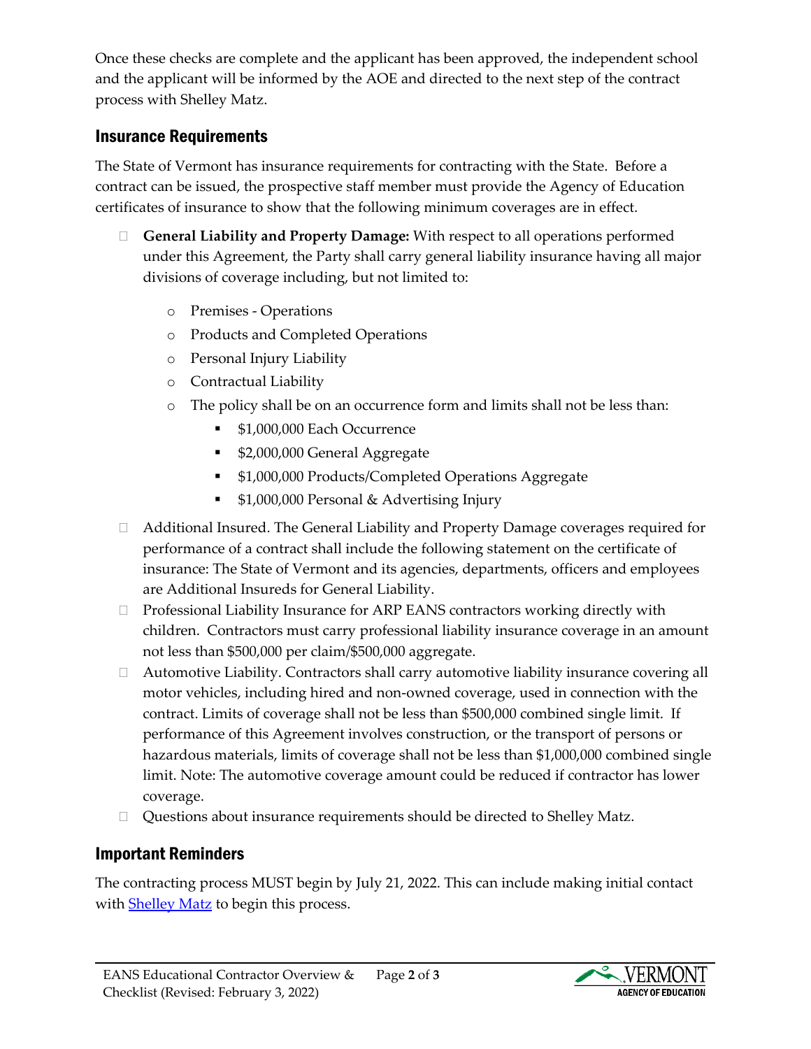Once these checks are complete and the applicant has been approved, the independent school and the applicant will be informed by the AOE and directed to the next step of the contract process with Shelley Matz.

## Insurance Requirements

The State of Vermont has insurance requirements for contracting with the State. Before a contract can be issued, the prospective staff member must provide the Agency of Education certificates of insurance to show that the following minimum coverages are in effect.

- **General Liability and Property Damage:** With respect to all operations performed under this Agreement, the Party shall carry general liability insurance having all major divisions of coverage including, but not limited to:
  - Premises - Operations
  - Products and Completed Operations
  - Personal Injury Liability
  - Contractual Liability
  - The policy shall be on an occurrence form and limits shall not be less than:
    - $1,000,000 Each Occurrence
    - $2,000,000 General Aggregate
    - $1,000,000 Products/Completed Operations Aggregate
    - $1,000,000 Personal & Advertising Injury
- Additional Insured. The General Liability and Property Damage coverages required for performance of a contract shall include the following statement on the certificate of insurance: The State of Vermont and its agencies, departments, officers and employees are Additional Insureds for General Liability.
- Professional Liability Insurance for ARP EANS contractors working directly with children. Contractors must carry professional liability insurance coverage in an amount not less than $500,000 per claim/$500,000 aggregate.
- Automotive Liability. Contractors shall carry automotive liability insurance covering all motor vehicles, including hired and non-owned coverage, used in connection with the contract. Limits of coverage shall not be less than $500,000 combined single limit. If performance of this Agreement involves construction, or the transport of persons or hazardous materials, limits of coverage shall not be less than $1,000,000 combined single limit. Note: The automotive coverage amount could be reduced if contractor has lower coverage.
- Questions about insurance requirements should be directed to Shelley Matz.

## Important Reminders

The contracting process MUST begin by July 21, 2022. This can include making initial contact with Shelley Matz to begin this process.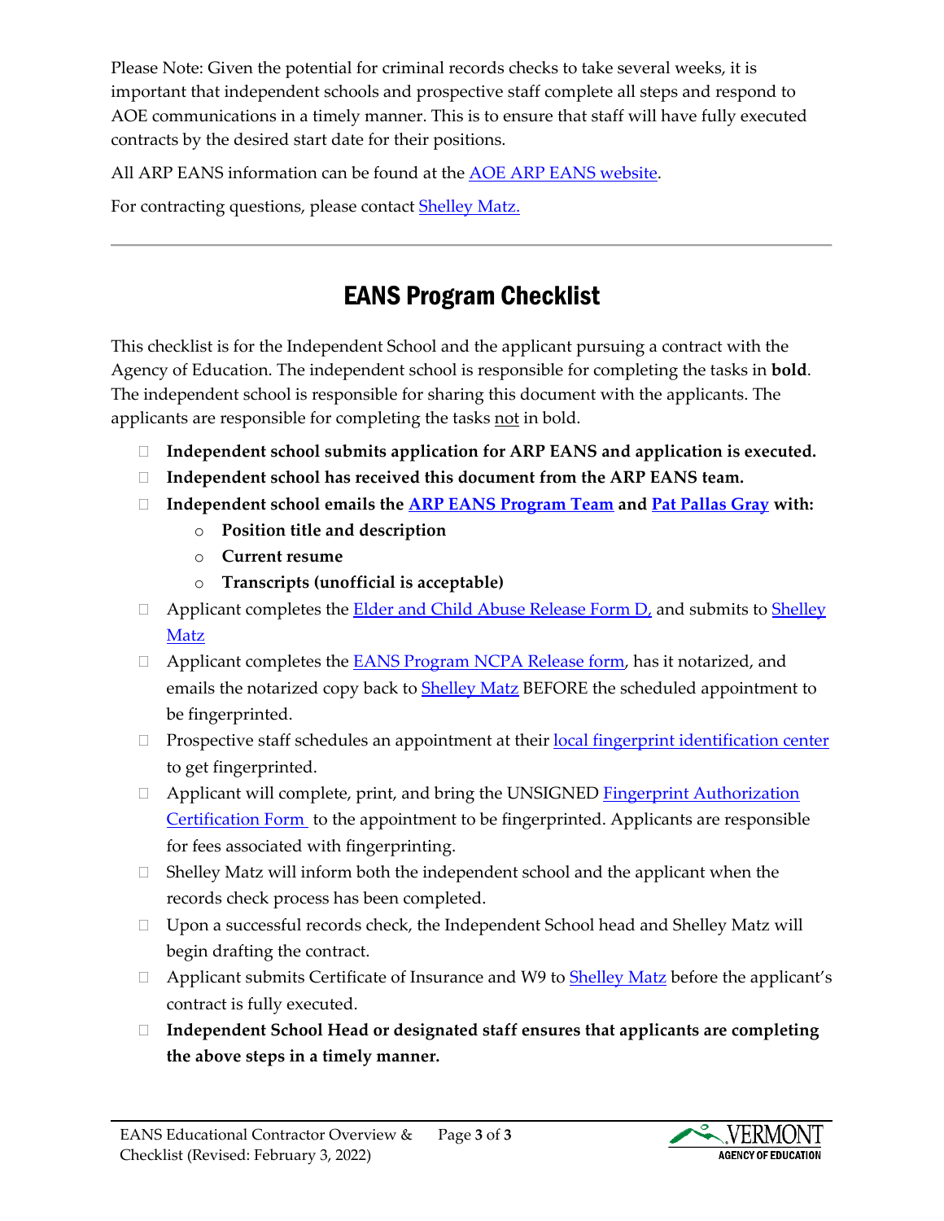Please Note: Given the potential for criminal records checks to take several weeks, it is important that independent schools and prospective staff complete all steps and respond to AOE communications in a timely manner. This is to ensure that staff will have fully executed contracts by the desired start date for their positions.

All ARP EANS information can be found at the AOE ARP EANS website.

For contracting questions, please contact Shelley Matz.

---

## EANS Program Checklist

This checklist is for the Independent School and the applicant pursuing a contract with the Agency of Education. The independent school is responsible for completing the tasks in **bold**. The independent school is responsible for sharing this document with the applicants. The applicants are responsible for completing the tasks not in bold.

- [ ] **Independent school submits application for ARP EANS and application is executed.**
- [ ] **Independent school has received this document from the ARP EANS team.**
- [ ] **Independent school emails the ARP EANS Program Team and Pat Pallas Gray with:**
  - **Position title and description**
  - **Current resume**
  - **Transcripts (unofficial is acceptable)**
- [ ] Applicant completes the Elder and Child Abuse Release Form D, and submits to Shelley Matz
- [ ] Applicant completes the EANS Program NCPA Release form, has it notarized, and emails the notarized copy back to Shelley Matz BEFORE the scheduled appointment to be fingerprinted.
- [ ] Prospective staff schedules an appointment at their local fingerprint identification center to get fingerprinted.
- [ ] Applicant will complete, print, and bring the UNSIGNED Fingerprint Authorization Certification Form to the appointment to be fingerprinted. Applicants are responsible for fees associated with fingerprinting.
- [ ] Shelley Matz will inform both the independent school and the applicant when the records check process has been completed.
- [ ] Upon a successful records check, the Independent School head and Shelley Matz will begin drafting the contract.
- [ ] Applicant submits Certificate of Insurance and W9 to Shelley Matz before the applicant's contract is fully executed.
- [ ] **Independent School Head or designated staff ensures that applicants are completing the above steps in a timely manner.**